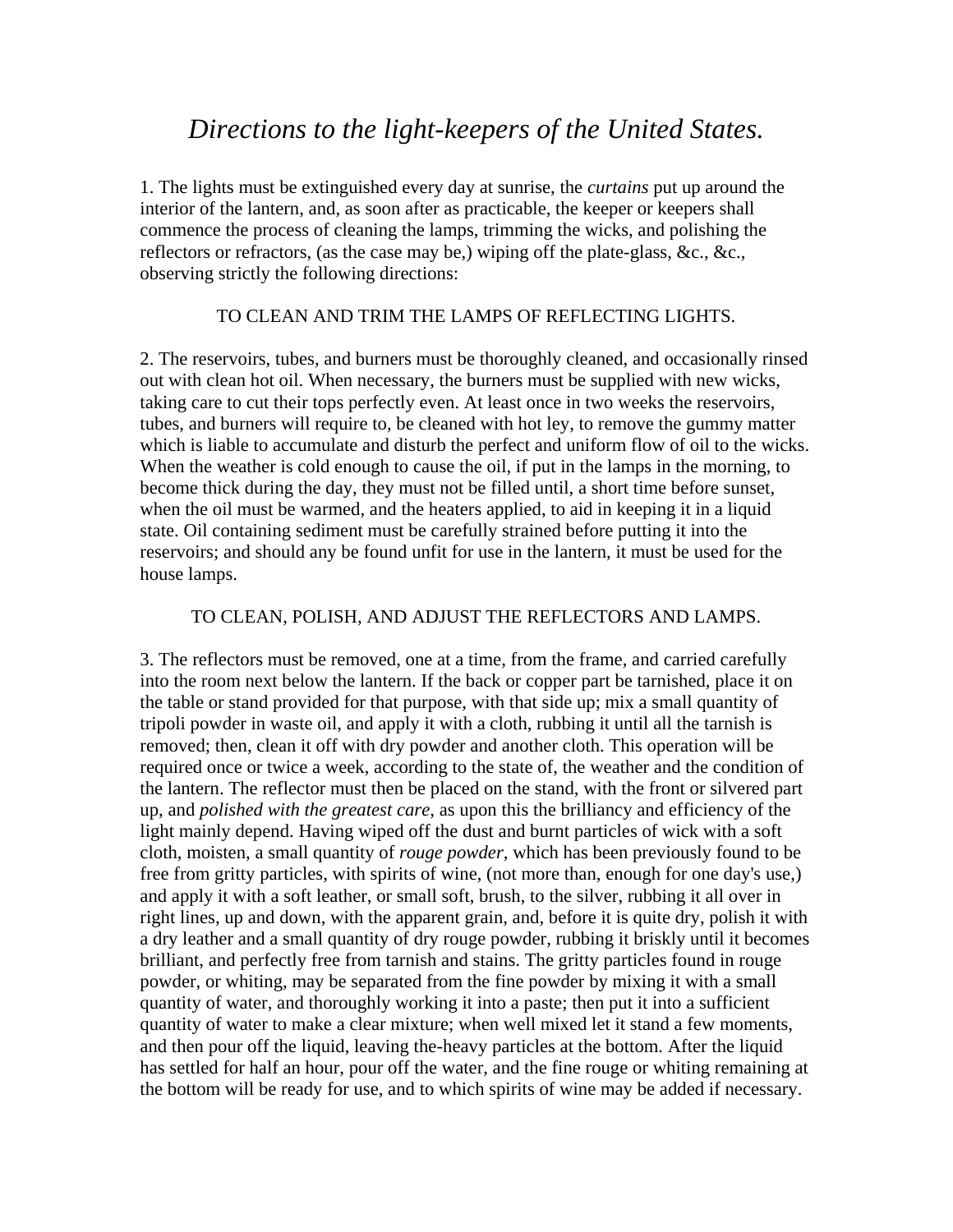# *Directions to the light-keepers of the United States.*

1. The lights must be extinguished every day at sunrise, the *curtains* put up around the interior of the lantern, and, as soon after as practicable, the keeper or keepers shall commence the process of cleaning the lamps, trimming the wicks, and polishing the reflectors or refractors, (as the case may be,) wiping off the plate-glass, &c., &c., observing strictly the following directions:

## TO CLEAN AND TRIM THE LAMPS OF REFLECTING LIGHTS.

2. The reservoirs, tubes, and burners must be thoroughly cleaned, and occasionally rinsed out with clean hot oil. When necessary, the burners must be supplied with new wicks, taking care to cut their tops perfectly even. At least once in two weeks the reservoirs, tubes, and burners will require to, be cleaned with hot ley, to remove the gummy matter which is liable to accumulate and disturb the perfect and uniform flow of oil to the wicks. When the weather is cold enough to cause the oil, if put in the lamps in the morning, to become thick during the day, they must not be filled until, a short time before sunset, when the oil must be warmed, and the heaters applied, to aid in keeping it in a liquid state. Oil containing sediment must be carefully strained before putting it into the reservoirs; and should any be found unfit for use in the lantern, it must be used for the house lamps.

## TO CLEAN, POLISH, AND ADJUST THE REFLECTORS AND LAMPS.

3. The reflectors must be removed, one at a time, from the frame, and carried carefully into the room next below the lantern. If the back or copper part be tarnished, place it on the table or stand provided for that purpose, with that side up; mix a small quantity of tripoli powder in waste oil, and apply it with a cloth, rubbing it until all the tarnish is removed; then, clean it off with dry powder and another cloth. This operation will be required once or twice a week, according to the state of, the weather and the condition of the lantern. The reflector must then be placed on the stand, with the front or silvered part up, and *polished with the greatest care*, as upon this the brilliancy and efficiency of the light mainly depend. Having wiped off the dust and burnt particles of wick with a soft cloth, moisten, a small quantity of *rouge powder*, which has been previously found to be free from gritty particles, with spirits of wine, (not more than, enough for one day's use,) and apply it with a soft leather, or small soft, brush, to the silver, rubbing it all over in right lines, up and down, with the apparent grain, and, before it is quite dry, polish it with a dry leather and a small quantity of dry rouge powder, rubbing it briskly until it becomes brilliant, and perfectly free from tarnish and stains. The gritty particles found in rouge powder, or whiting, may be separated from the fine powder by mixing it with a small quantity of water, and thoroughly working it into a paste; then put it into a sufficient quantity of water to make a clear mixture; when well mixed let it stand a few moments, and then pour off the liquid, leaving the-heavy particles at the bottom. After the liquid has settled for half an hour, pour off the water, and the fine rouge or whiting remaining at the bottom will be ready for use, and to which spirits of wine may be added if necessary.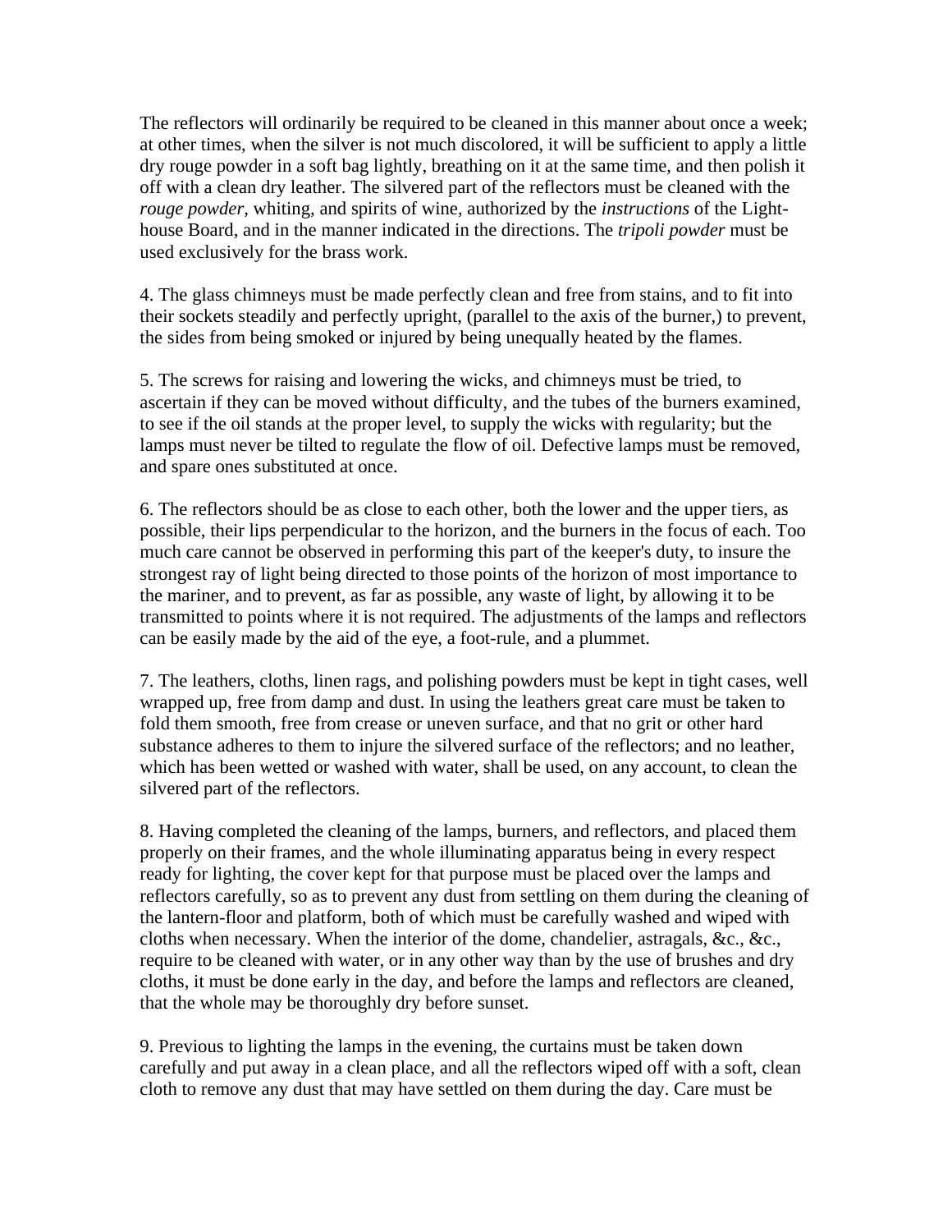The reflectors will ordinarily be required to be cleaned in this manner about once a week; at other times, when the silver is not much discolored, it will be sufficient to apply a little dry rouge powder in a soft bag lightly, breathing on it at the same time, and then polish it off with a clean dry leather. The silvered part of the reflectors must be cleaned with the *rouge powder*, whiting, and spirits of wine, authorized by the *instructions* of the Light-house Board, and in the manner indicated in the directions. The *tripoli powder* must be used exclusively for the brass work.

4. The glass chimneys must be made perfectly clean and free from stains, and to fit into their sockets steadily and perfectly upright, (parallel to the axis of the burner,) to prevent, the sides from being smoked or injured by being unequally heated by the flames.

5. The screws for raising and lowering the wicks, and chimneys must be tried, to ascertain if they can be moved without difficulty, and the tubes of the burners examined, to see if the oil stands at the proper level, to supply the wicks with regularity; but the lamps must never be tilted to regulate the flow of oil. Defective lamps must be removed, and spare ones substituted at once.

6. The reflectors should be as close to each other, both the lower and the upper tiers, as possible, their lips perpendicular to the horizon, and the burners in the focus of each. Too much care cannot be observed in performing this part of the keeper's duty, to insure the strongest ray of light being directed to those points of the horizon of most importance to the mariner, and to prevent, as far as possible, any waste of light, by allowing it to be transmitted to points where it is not required. The adjustments of the lamps and reflectors can be easily made by the aid of the eye, a foot-rule, and a plummet.

7. The leathers, cloths, linen rags, and polishing powders must be kept in tight cases, well wrapped up, free from damp and dust. In using the leathers great care must be taken to fold them smooth, free from crease or uneven surface, and that no grit or other hard substance adheres to them to injure the silvered surface of the reflectors; and no leather, which has been wetted or washed with water, shall be used, on any account, to clean the silvered part of the reflectors.

8. Having completed the cleaning of the lamps, burners, and reflectors, and placed them properly on their frames, and the whole illuminating apparatus being in every respect ready for lighting, the cover kept for that purpose must be placed over the lamps and reflectors carefully, so as to prevent any dust from settling on them during the cleaning of the lantern-floor and platform, both of which must be carefully washed and wiped with cloths when necessary. When the interior of the dome, chandelier, astragals, &c., &c., require to be cleaned with water, or in any other way than by the use of brushes and dry cloths, it must be done early in the day, and before the lamps and reflectors are cleaned, that the whole may be thoroughly dry before sunset.

9. Previous to lighting the lamps in the evening, the curtains must be taken down carefully and put away in a clean place, and all the reflectors wiped off with a soft, clean cloth to remove any dust that may have settled on them during the day. Care must be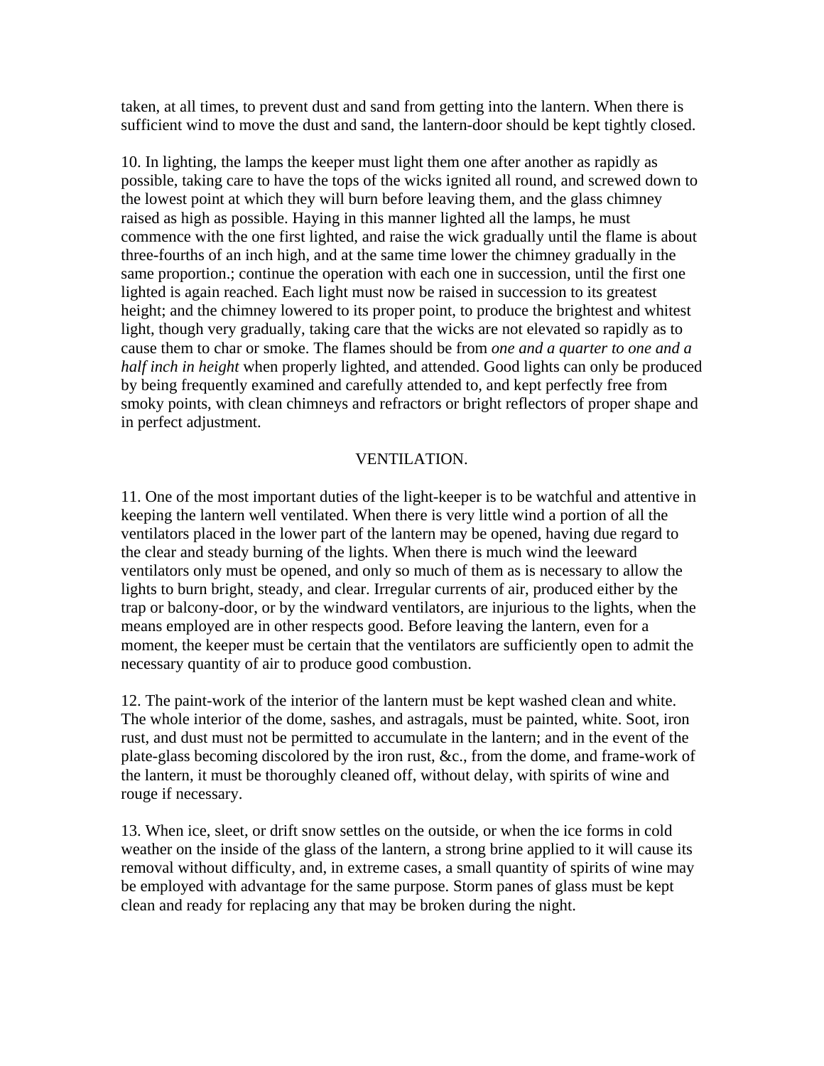taken, at all times, to prevent dust and sand from getting into the lantern. When there is sufficient wind to move the dust and sand, the lantern-door should be kept tightly closed.

10. In lighting, the lamps the keeper must light them one after another as rapidly as possible, taking care to have the tops of the wicks ignited all round, and screwed down to the lowest point at which they will burn before leaving them, and the glass chimney raised as high as possible. Haying in this manner lighted all the lamps, he must commence with the one first lighted, and raise the wick gradually until the flame is about three-fourths of an inch high, and at the same time lower the chimney gradually in the same proportion.; continue the operation with each one in succession, until the first one lighted is again reached. Each light must now be raised in succession to its greatest height; and the chimney lowered to its proper point, to produce the brightest and whitest light, though very gradually, taking care that the wicks are not elevated so rapidly as to cause them to char or smoke. The flames should be from *one and a quarter to one and a half inch in height* when properly lighted, and attended. Good lights can only be produced by being frequently examined and carefully attended to, and kept perfectly free from smoky points, with clean chimneys and refractors or bright reflectors of proper shape and in perfect adjustment.

## VENTILATION.

11. One of the most important duties of the light-keeper is to be watchful and attentive in keeping the lantern well ventilated. When there is very little wind a portion of all the ventilators placed in the lower part of the lantern may be opened, having due regard to the clear and steady burning of the lights. When there is much wind the leeward ventilators only must be opened, and only so much of them as is necessary to allow the lights to burn bright, steady, and clear. Irregular currents of air, produced either by the trap or balcony-door, or by the windward ventilators, are injurious to the lights, when the means employed are in other respects good. Before leaving the lantern, even for a moment, the keeper must be certain that the ventilators are sufficiently open to admit the necessary quantity of air to produce good combustion.

12. The paint-work of the interior of the lantern must be kept washed clean and white. The whole interior of the dome, sashes, and astragals, must be painted, white. Soot, iron rust, and dust must not be permitted to accumulate in the lantern; and in the event of the plate-glass becoming discolored by the iron rust, &c., from the dome, and frame-work of the lantern, it must be thoroughly cleaned off, without delay, with spirits of wine and rouge if necessary.

13. When ice, sleet, or drift snow settles on the outside, or when the ice forms in cold weather on the inside of the glass of the lantern, a strong brine applied to it will cause its removal without difficulty, and, in extreme cases, a small quantity of spirits of wine may be employed with advantage for the same purpose. Storm panes of glass must be kept clean and ready for replacing any that may be broken during the night.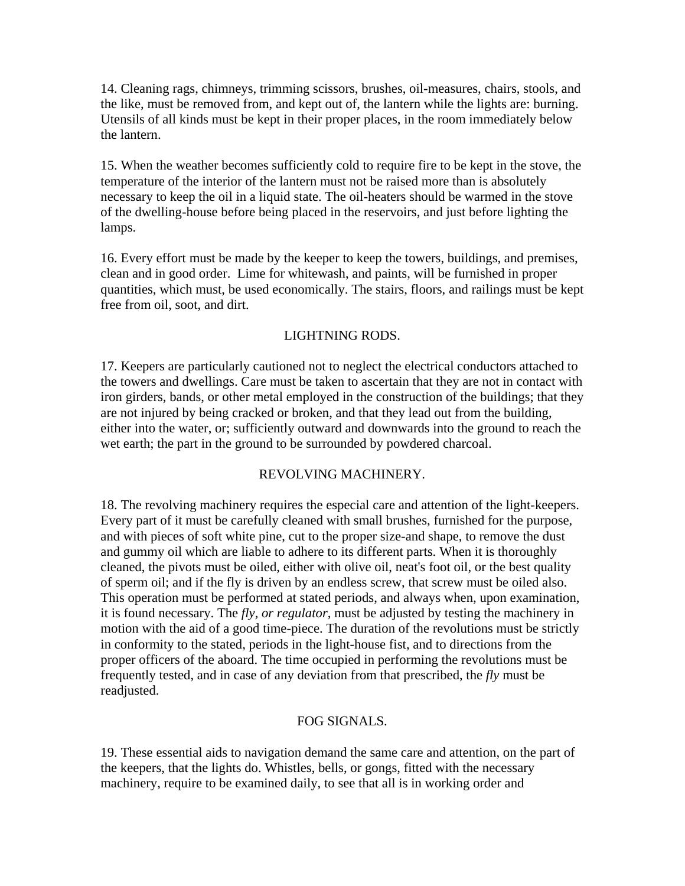14. Cleaning rags, chimneys, trimming scissors, brushes, oil-measures, chairs, stools, and the like, must be removed from, and kept out of, the lantern while the lights are: burning. Utensils of all kinds must be kept in their proper places, in the room immediately below the lantern.

15. When the weather becomes sufficiently cold to require fire to be kept in the stove, the temperature of the interior of the lantern must not be raised more than is absolutely necessary to keep the oil in a liquid state. The oil-heaters should be warmed in the stove of the dwelling-house before being placed in the reservoirs, and just before lighting the lamps.

16. Every effort must be made by the keeper to keep the towers, buildings, and premises, clean and in good order. Lime for whitewash, and paints, will be furnished in proper quantities, which must, be used economically. The stairs, floors, and railings must be kept free from oil, soot, and dirt.

## LIGHTNING RODS.

17. Keepers are particularly cautioned not to neglect the electrical conductors attached to the towers and dwellings. Care must be taken to ascertain that they are not in contact with iron girders, bands, or other metal employed in the construction of the buildings; that they are not injured by being cracked or broken, and that they lead out from the building, either into the water, or; sufficiently outward and downwards into the ground to reach the wet earth; the part in the ground to be surrounded by powdered charcoal.

## REVOLVING MACHINERY.

18. The revolving machinery requires the especial care and attention of the light-keepers. Every part of it must be carefully cleaned with small brushes, furnished for the purpose, and with pieces of soft white pine, cut to the proper size-and shape, to remove the dust and gummy oil which are liable to adhere to its different parts. When it is thoroughly cleaned, the pivots must be oiled, either with olive oil, neat's foot oil, or the best quality of sperm oil; and if the fly is driven by an endless screw, that screw must be oiled also. This operation must be performed at stated periods, and always when, upon examination, it is found necessary. The *fly, or regulator*, must be adjusted by testing the machinery in motion with the aid of a good time-piece. The duration of the revolutions must be strictly in conformity to the stated, periods in the light-house fist, and to directions from the proper officers of the aboard. The time occupied in performing the revolutions must be frequently tested, and in case of any deviation from that prescribed, the *fly* must be readjusted.

## FOG SIGNALS.

19. These essential aids to navigation demand the same care and attention, on the part of the keepers, that the lights do. Whistles, bells, or gongs, fitted with the necessary machinery, require to be examined daily, to see that all is in working order and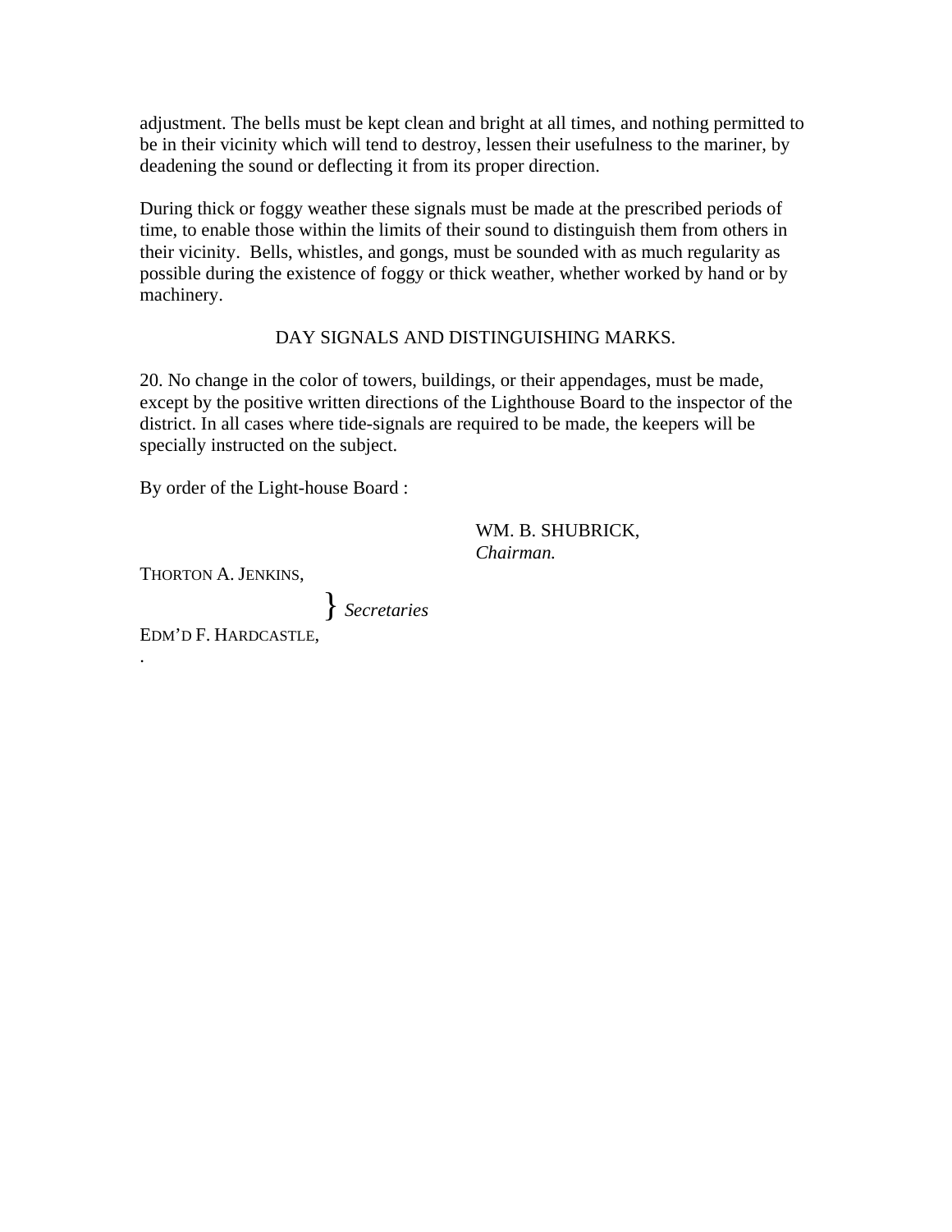adjustment. The bells must be kept clean and bright at all times, and nothing permitted to be in their vicinity which will tend to destroy, lessen their usefulness to the mariner, by deadening the sound or deflecting it from its proper direction.

During thick or foggy weather these signals must be made at the prescribed periods of time, to enable those within the limits of their sound to distinguish them from others in their vicinity. Bells, whistles, and gongs, must be sounded with as much regularity as possible during the existence of foggy or thick weather, whether worked by hand or by machinery.

## DAY SIGNALS AND DISTINGUISHING MARKS.

20. No change in the color of towers, buildings, or their appendages, must be made, except by the positive written directions of the Lighthouse Board to the inspector of the district. In all cases where tide-signals are required to be made, the keepers will be specially instructed on the subject.

By order of the Light-house Board :

WM. B. SHUBRICK,
*Chairman.*

THORTON A. JENKINS,
} *Secretaries*
EDM'D F. HARDCASTLE,
.